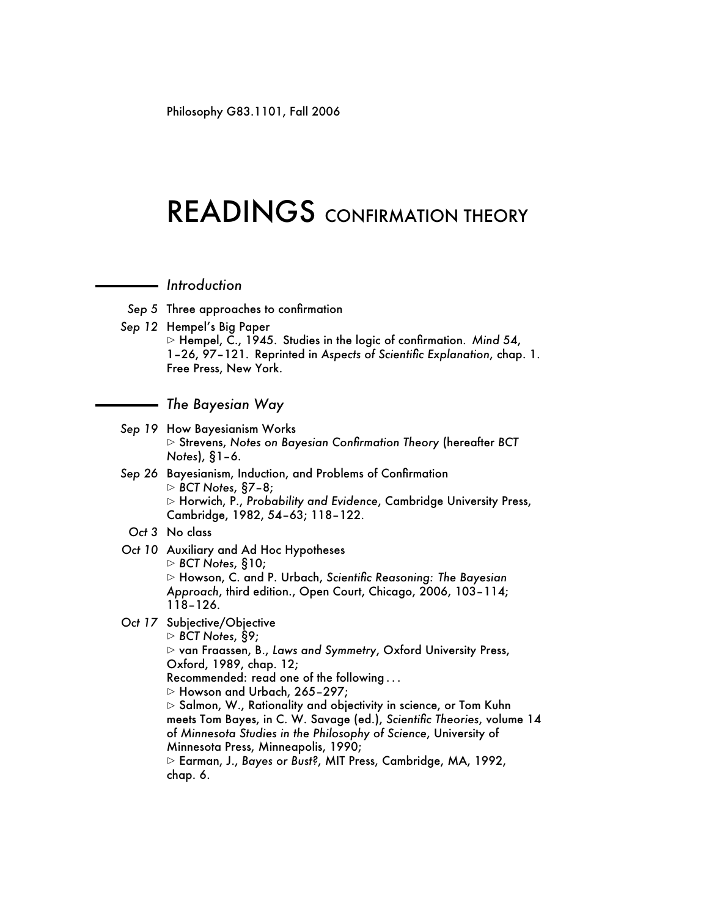Philosophy G83.1101, Fall 2006

# READINGS CONFIRMATION THEORY

## *Introduction*

*Sep 5* Three approaches to confirmation

*Sep 12* Hempel's Big Paper
▷ Hempel, C., 1945. Studies in the logic of confirmation. *Mind 54*, 1–26, 97–121. Reprinted in *Aspects of Scientific Explanation*, chap. 1. Free Press, New York.

## *The Bayesian Way*

*Sep 19* How Bayesianism Works
▷ Strevens, *Notes on Bayesian Confirmation Theory* (hereafter *BCT Notes*), §1–6.

*Sep 26* Bayesianism, Induction, and Problems of Confirmation
▷ *BCT Notes*, §7–8;
▷ Horwich, P., *Probability and Evidence*, Cambridge University Press, Cambridge, 1982, 54–63; 118–122.

*Oct 3* No class

*Oct 10* Auxiliary and Ad Hoc Hypotheses
▷ *BCT Notes*, §10;
▷ Howson, C. and P. Urbach, *Scientific Reasoning: The Bayesian Approach*, third edition., Open Court, Chicago, 2006, 103–114; 118–126.

*Oct 17* Subjective/Objective
▷ *BCT Notes*, §9;
▷ van Fraassen, B., *Laws and Symmetry*, Oxford University Press, Oxford, 1989, chap. 12;
Recommended: read one of the following . . .
▷ Howson and Urbach, 265–297;
▷ Salmon, W., Rationality and objectivity in science, or Tom Kuhn meets Tom Bayes, in C. W. Savage (ed.), *Scientific Theories*, volume 14 of *Minnesota Studies in the Philosophy of Science*, University of Minnesota Press, Minneapolis, 1990;
▷ Earman, J., *Bayes or Bust?*, MIT Press, Cambridge, MA, 1992, chap. 6.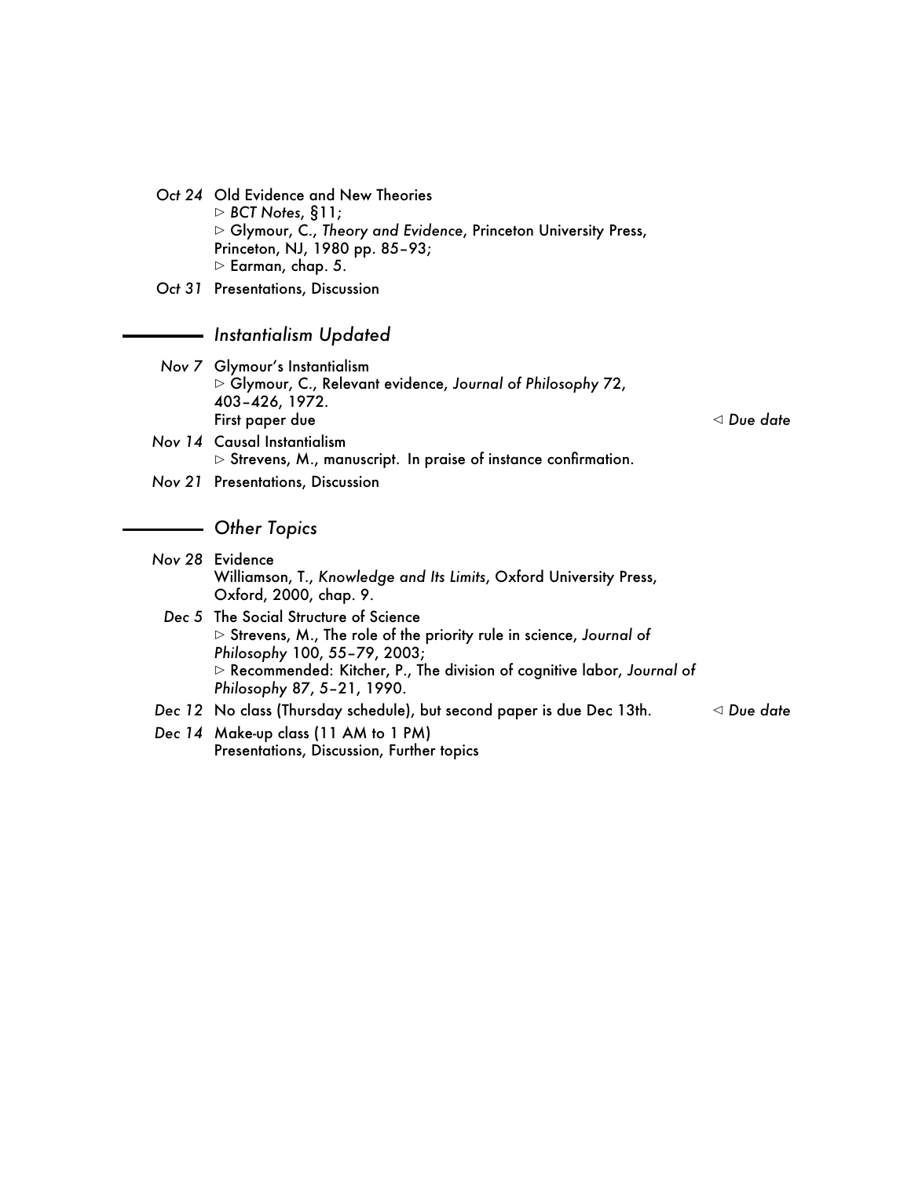*Oct 24* Old Evidence and New Theories
▷ *BCT Notes*, §11;
▷ Glymour, C., *Theory and Evidence*, Princeton University Press, Princeton, NJ, 1980 pp. 85–93;
▷ Earman, chap. 5.

*Oct 31* Presentations, Discussion

## *Instantialism Updated*

*Nov 7* Glymour's Instantialism
▷ Glymour, C., Relevant evidence, *Journal of Philosophy* 72, 403–426, 1972.
First paper due ◁ *Due date*

*Nov 14* Causal Instantialism
▷ Strevens, M., manuscript. In praise of instance confirmation.

*Nov 21* Presentations, Discussion

## *Other Topics*

*Nov 28* Evidence
Williamson, T., *Knowledge and Its Limits*, Oxford University Press, Oxford, 2000, chap. 9.

*Dec 5* The Social Structure of Science
▷ Strevens, M., The role of the priority rule in science, *Journal of Philosophy* 100, 55–79, 2003;
▷ Recommended: Kitcher, P., The division of cognitive labor, *Journal of Philosophy* 87, 5–21, 1990.

*Dec 12* No class (Thursday schedule), but second paper is due Dec 13th. ◁ *Due date*

*Dec 14* Make-up class (11 AM to 1 PM)
Presentations, Discussion, Further topics